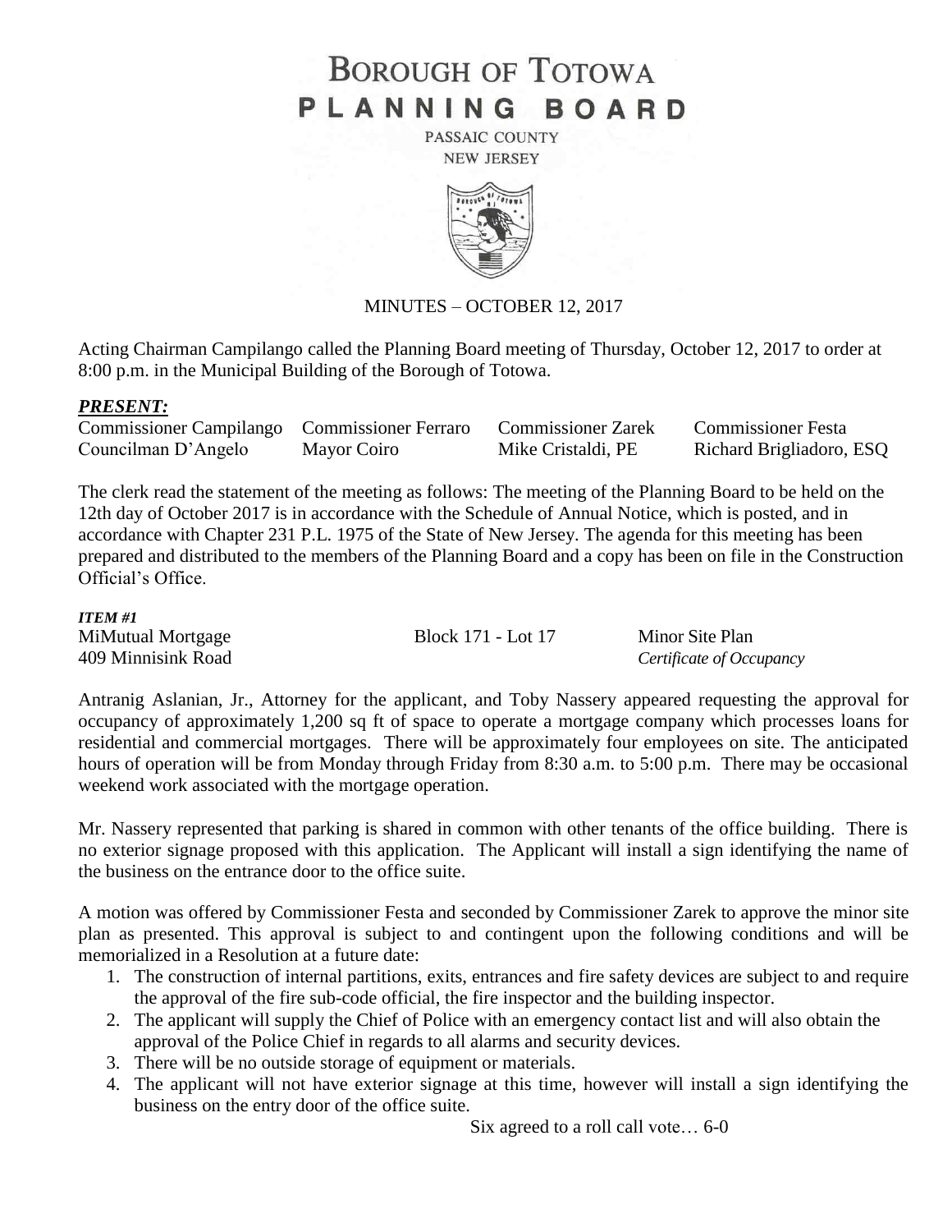# BOROUGH OF TOTOWA
# PLANNING BOARD

PASSAIC COUNTY
NEW JERSEY

MINUTES – OCTOBER 12, 2017

Acting Chairman Campilango called the Planning Board meeting of Thursday, October 12, 2017 to order at 8:00 p.m. in the Municipal Building of the Borough of Totowa.

***PRESENT:***

| | | | |
|---|---|---|---|
| Commissioner Campilango | Commissioner Ferraro | Commissioner Zarek | Commissioner Festa |
| Councilman D'Angelo | Mayor Coiro | Mike Cristaldi, PE | Richard Brigliadoro, ESQ |

The clerk read the statement of the meeting as follows: The meeting of the Planning Board to be held on the 12th day of October 2017 is in accordance with the Schedule of Annual Notice, which is posted, and in accordance with Chapter 231 P.L. 1975 of the State of New Jersey. The agenda for this meeting has been prepared and distributed to the members of the Planning Board and a copy has been on file in the Construction Official's Office.

***ITEM #1***

| | | |
|---|---|---|
| MiMutual Mortgage | Block 171 - Lot 17 | Minor Site Plan |
| 409 Minnisink Road | | *Certificate of Occupancy* |

Antranig Aslanian, Jr., Attorney for the applicant, and Toby Nassery appeared requesting the approval for occupancy of approximately 1,200 sq ft of space to operate a mortgage company which processes loans for residential and commercial mortgages. There will be approximately four employees on site. The anticipated hours of operation will be from Monday through Friday from 8:30 a.m. to 5:00 p.m. There may be occasional weekend work associated with the mortgage operation.

Mr. Nassery represented that parking is shared in common with other tenants of the office building. There is no exterior signage proposed with this application. The Applicant will install a sign identifying the name of the business on the entrance door to the office suite.

A motion was offered by Commissioner Festa and seconded by Commissioner Zarek to approve the minor site plan as presented. This approval is subject to and contingent upon the following conditions and will be memorialized in a Resolution at a future date:

1. The construction of internal partitions, exits, entrances and fire safety devices are subject to and require the approval of the fire sub-code official, the fire inspector and the building inspector.
2. The applicant will supply the Chief of Police with an emergency contact list and will also obtain the approval of the Police Chief in regards to all alarms and security devices.
3. There will be no outside storage of equipment or materials.
4. The applicant will not have exterior signage at this time, however will install a sign identifying the business on the entry door of the office suite.

Six agreed to a roll call vote… 6-0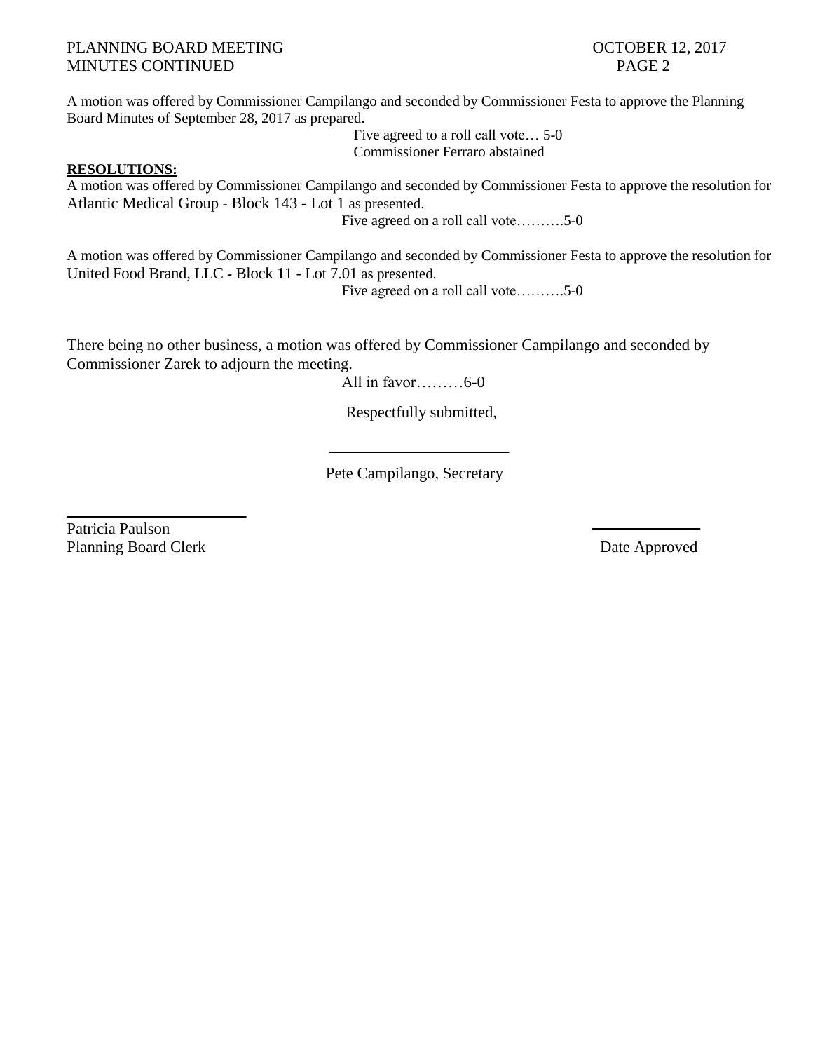A motion was offered by Commissioner Campilango and seconded by Commissioner Festa to approve the Planning Board Minutes of September 28, 2017 as prepared.

Five agreed to a roll call vote… 5-0
Commissioner Ferraro abstained

**RESOLUTIONS:**

A motion was offered by Commissioner Campilango and seconded by Commissioner Festa to approve the resolution for Atlantic Medical Group - Block 143 - Lot 1 as presented.

Five agreed on a roll call vote……….5-0

A motion was offered by Commissioner Campilango and seconded by Commissioner Festa to approve the resolution for United Food Brand, LLC - Block 11 - Lot 7.01 as presented.

Five agreed on a roll call vote……….5-0

There being no other business, a motion was offered by Commissioner Campilango and seconded by Commissioner Zarek to adjourn the meeting.

All in favor………6-0

Respectfully submitted,

\_\_\_\_\_\_\_\_\_\_\_\_\_\_\_\_\_\_\_\_\_\_

Pete Campilango, Secretary

\_\_\_\_\_\_\_\_\_\_\_\_\_\_\_\_\_\_\_\_\_\_

Patricia Paulson
Planning Board Clerk

\_\_\_\_\_\_\_\_\_\_\_\_

Date Approved